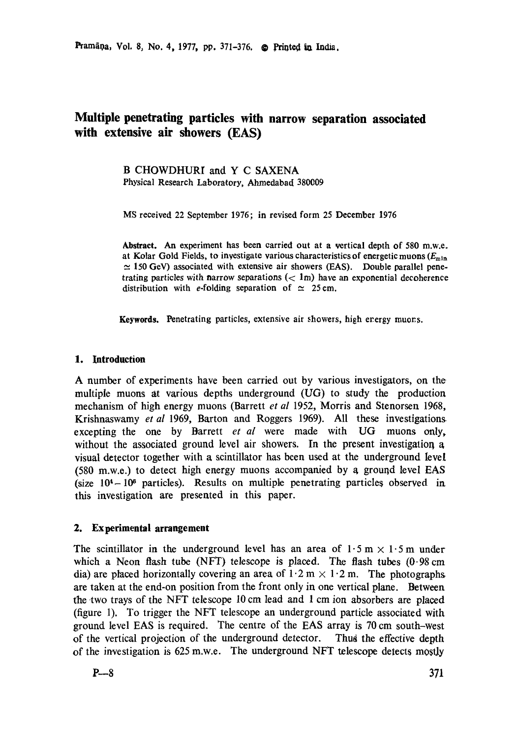# Multiple penetrating particles with narrow separation associated with extensive air showers (EAS)

B CHOWDHURI and Y C SAXENA

Physical Research Laboratory, Ahmedabad 380009

MS received 22 September 1976; in revised form 25 December 1976

**Abstract.** An experiment has been carried out at a vertical depth of 580 m.w.e. at Kolar Gold Fields, to investigate various characteristics of energetic muons ($E_{min} \simeq 150$ GeV) associated with extensive air showers (EAS). Double parallel penetrating particles with narrow separations ($< 1$m) have an exponential decoherence distribution with *e*-folding separation of $\simeq 25$ cm.

**Keywords.** Penetrating particles, extensive air showers, high energy muons.

## 1. Introduction

A number of experiments have been carried out by various investigators, on the multiple muons at various depths underground (UG) to study the production mechanism of high energy muons (Barrett *et al* 1952, Morris and Stenorsen 1968, Krishnaswamy *et al* 1969, Barton and Roggers 1969). All these investigations excepting the one by Barrett *et al* were made with UG muons only, without the associated ground level air showers. In the present investigation a visual detector together with a scintillator has been used at the underground level (580 m.w.e.) to detect high energy muons accompanied by a ground level EAS (size $10^4 - 10^6$ particles). Results on multiple penetrating particles observed in this investigation are presented in this paper.

## 2. Experimental arrangement

The scintillator in the underground level has an area of $1 \cdot 5$ m $\times$ $1 \cdot 5$ m under which a Neon flash tube (NFT) telescope is placed. The flash tubes ($0 \cdot 98$ cm dia) are placed horizontally covering an area of $1 \cdot 2$ m $\times$ $1 \cdot 2$ m. The photographs are taken at the end-on position from the front only in one vertical plane. Between the two trays of the NFT telescope 10 cm lead and 1 cm ion absorbers are placed (figure 1). To trigger the NFT telescope an underground particle associated with ground level EAS is required. The centre of the EAS array is 70 cm south-west of the vertical projection of the underground detector. Thus the effective depth of the investigation is 625 m.w.e. The underground NFT telescope detects mostly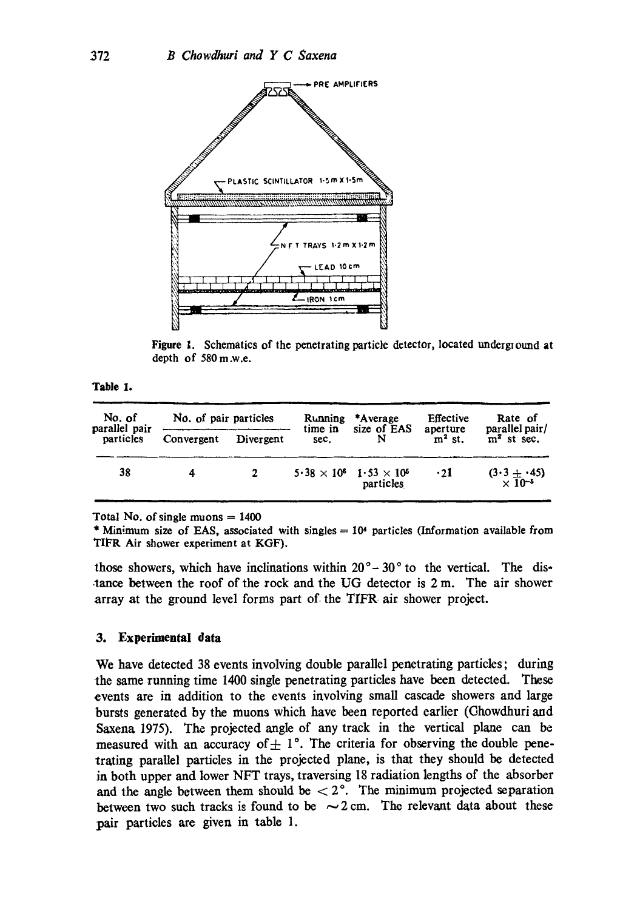Figure 1. Schematics of the penetrating particle detector, located underground at depth of 580 m.w.e.

**Table 1.**

| No. of parallel pair particles | No. of pair particles | | Running time in sec. | *Average size of EAS N | Effective aperture $m^2$ st. | Rate of parallel pair/ $m^2$ st sec. |
|---|---|---|---|---|---|---|
| | Convergent | Divergent | | | | |
| 38 | 4 | 2 | $5 \cdot 38 \times 10^6$ | $1 \cdot 53 \times 10^5$ particles | ·21 | $(3 \cdot 3 \pm \cdot 45) \times 10^{-5}$ |

Total No. of single muons = 1400

\* Minimum size of EAS, associated with singles = $10^4$ particles (Information available from TIFR Air shower experiment at KGF).

those showers, which have inclinations within $20° - 30°$ to the vertical. The distance between the roof of the rock and the UG detector is 2 m. The air shower array at the ground level forms part of the TIFR air shower project.

## 3. Experimental data

We have detected 38 events involving double parallel penetrating particles; during the same running time 1400 single penetrating particles have been detected. These events are in addition to the events involving small cascade showers and large bursts generated by the muons which have been reported earlier (Chowdhuri and Saxena 1975). The projected angle of any track in the vertical plane can be measured with an accuracy of $\pm$ 1°. The criteria for observing the double penetrating parallel particles in the projected plane, is that they should be detected in both upper and lower NFT trays, traversing 18 radiation lengths of the absorber and the angle between them should be $< 2°$. The minimum projected separation between two such tracks is found to be $\sim 2$ cm. The relevant data about these pair particles are given in table 1.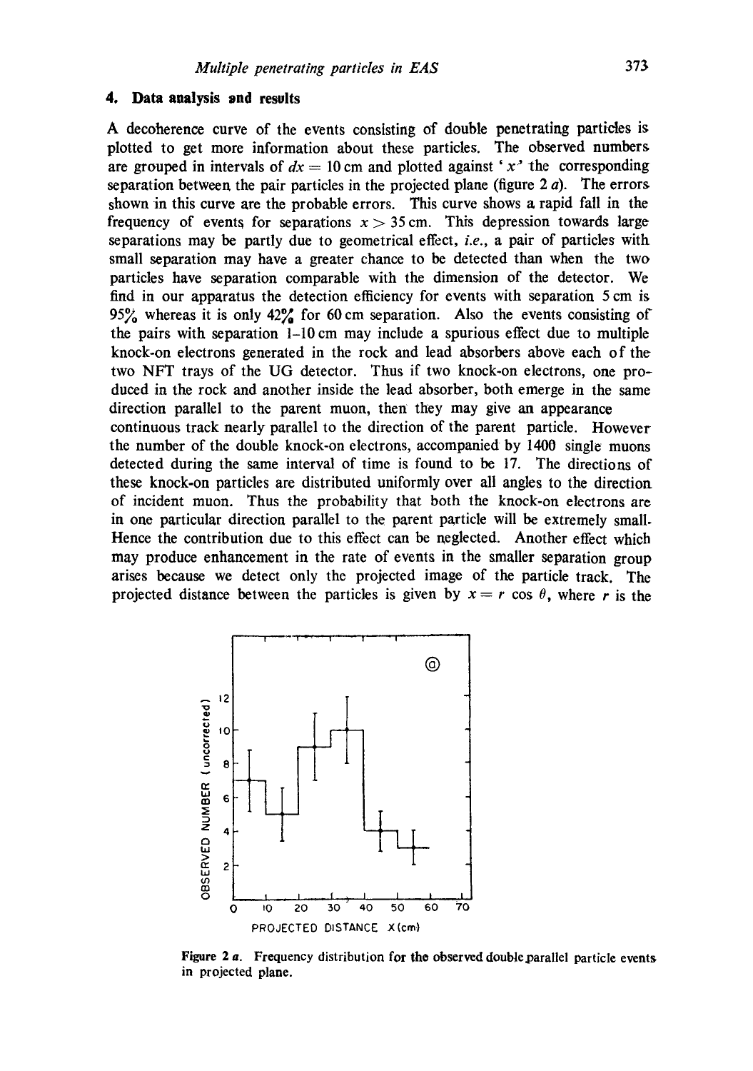## 4. Data analysis and results

A decoherence curve of the events consisting of double penetrating particles is plotted to get more information about these particles. The observed numbers are grouped in intervals of $dx = 10$ cm and plotted against '$x$' the corresponding separation between the pair particles in the projected plane (figure 2 *a*). The errors shown in this curve are the probable errors. This curve shows a rapid fall in the frequency of events for separations $x > 35$ cm. This depression towards large separations may be partly due to geometrical effect, *i.e.*, a pair of particles with small separation may have a greater chance to be detected than when the two particles have separation comparable with the dimension of the detector. We find in our apparatus the detection efficiency for events with separation 5 cm is 95% whereas it is only 42% for 60 cm separation. Also the events consisting of the pairs with separation 1–10 cm may include a spurious effect due to multiple knock-on electrons generated in the rock and lead absorbers above each of the two NFT trays of the UG detector. Thus if two knock-on electrons, one produced in the rock and another inside the lead absorber, both emerge in the same direction parallel to the parent muon, then they may give an appearance continuous track nearly parallel to the direction of the parent particle. However the number of the double knock-on electrons, accompanied by 1400 single muons detected during the same interval of time is found to be 17. The directions of these knock-on particles are distributed uniformly over all angles to the direction of incident muon. Thus the probability that both the knock-on electrons are in one particular direction parallel to the parent particle will be extremely small. Hence the contribution due to this effect can be neglected. Another effect which may produce enhancement in the rate of events in the smaller separation group arises because we detect only the projected image of the particle track. The projected distance between the particles is given by $x = r \cos \theta$, where $r$ is the

Figure 2 *a*. Frequency distribution for the observed double parallel particle events in projected plane.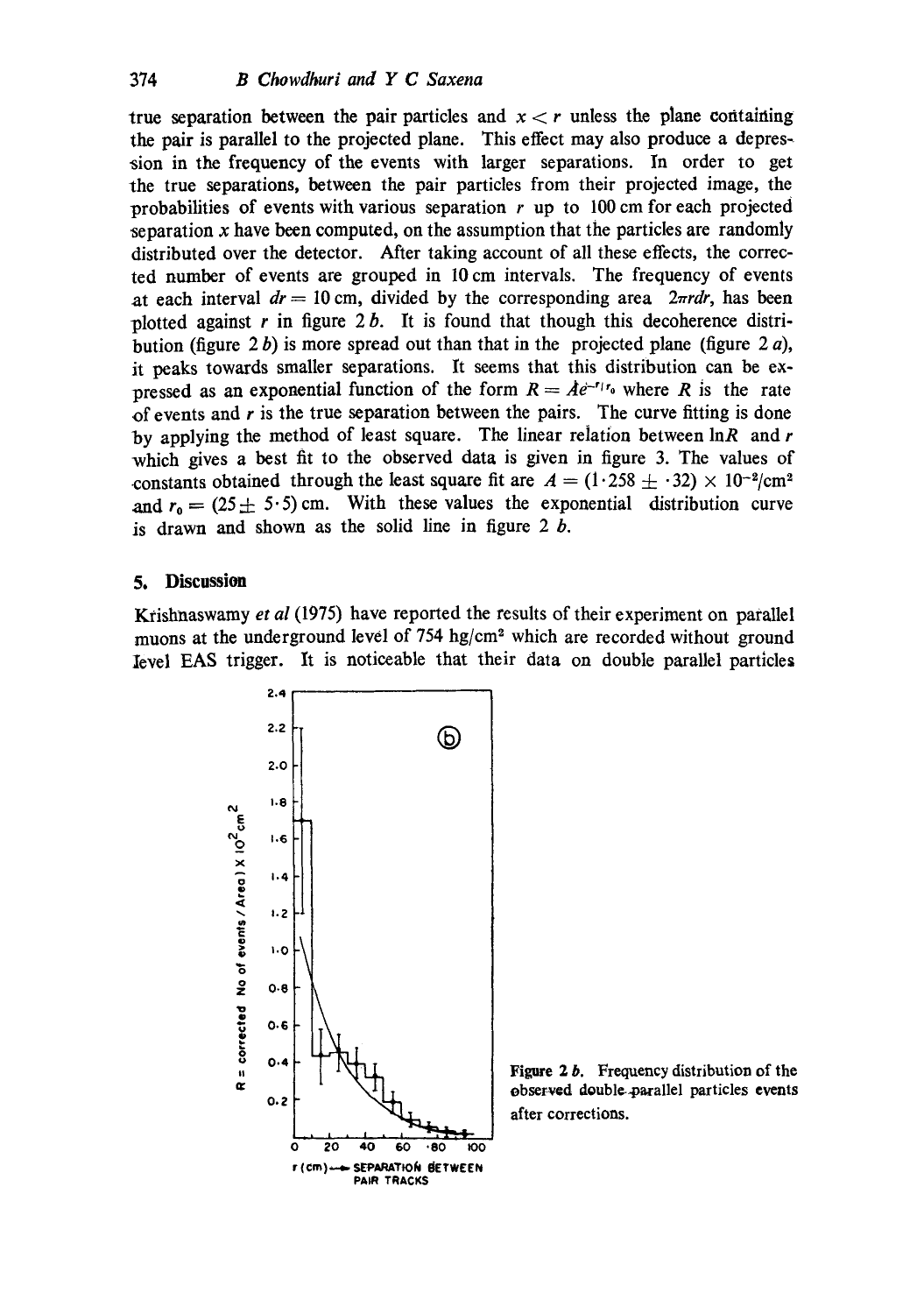true separation between the pair particles and $x < r$ unless the plane containing the pair is parallel to the projected plane. This effect may also produce a depression in the frequency of the events with larger separations. In order to get the true separations, between the pair particles from their projected image, the probabilities of events with various separation $r$ up to 100 cm for each projected separation $x$ have been computed, on the assumption that the particles are randomly distributed over the detector. After taking account of all these effects, the corrected number of events are grouped in 10 cm intervals. The frequency of events at each interval $dr = 10$ cm, divided by the corresponding area $2\pi r dr$, has been plotted against $r$ in figure 2 *b*. It is found that though this decoherence distribution (figure 2 *b*) is more spread out than that in the projected plane (figure 2 *a*), it peaks towards smaller separations. It seems that this distribution can be expressed as an exponential function of the form $R = Ae^{-r/r_0}$ where $R$ is the rate of events and $r$ is the true separation between the pairs. The curve fitting is done by applying the method of least square. The linear relation between $\ln R$ and $r$ which gives a best fit to the observed data is given in figure 3. The values of constants obtained through the least square fit are $A = (1 \cdot 258 \pm \cdot 32) \times 10^{-2}/\text{cm}^2$ and $r_0 = (25 \pm 5 \cdot 5)$ cm. With these values the exponential distribution curve is drawn and shown as the solid line in figure 2 *b*.

## 5. Discussion

Krishnaswamy *et al* (1975) have reported the results of their experiment on parallel muons at the underground level of 754 hg/cm² which are recorded without ground level EAS trigger. It is noticeable that their data on double parallel particles

**Figure 2 *b*.** Frequency distribution of the observed double-parallel particles events after corrections.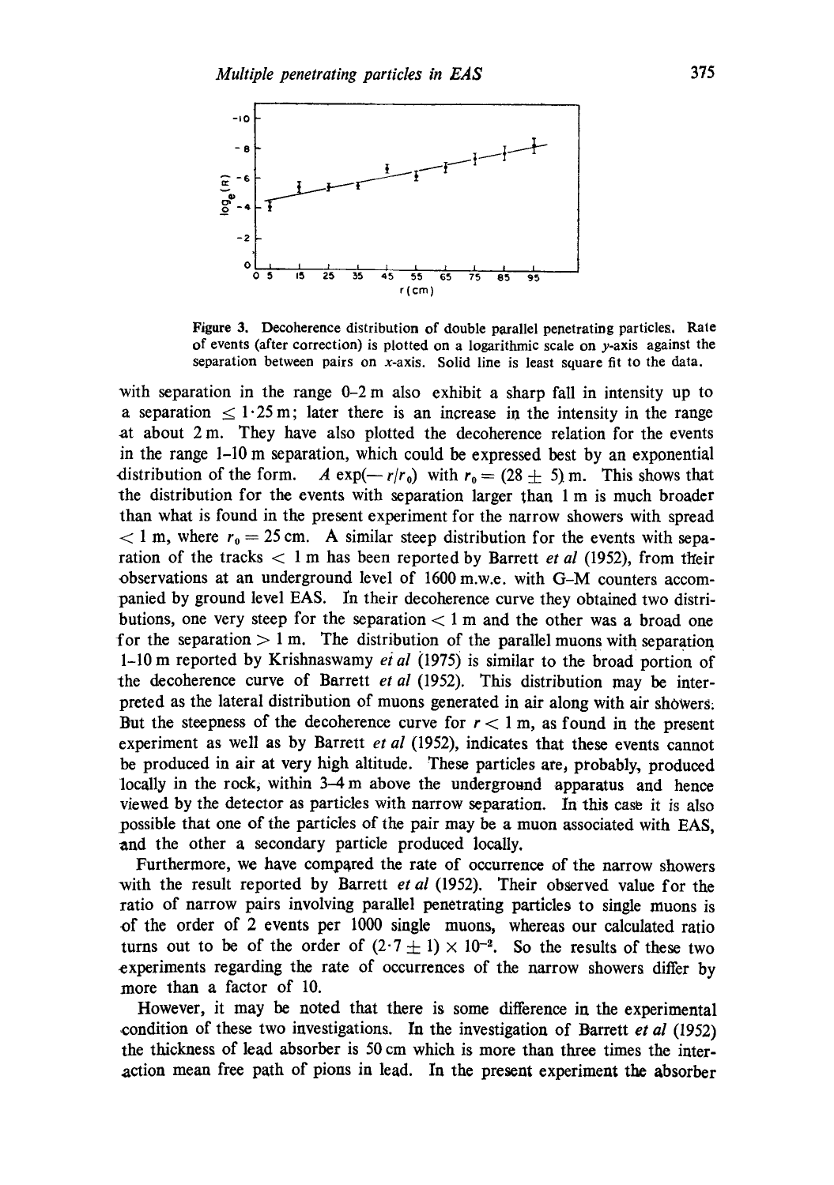Figure 3. Decoherence distribution of double parallel penetrating particles. Rate of events (after correction) is plotted on a logarithmic scale on $y$-axis against the separation between pairs on $x$-axis. Solid line is least square fit to the data.

with separation in the range 0–2 m also exhibit a sharp fall in intensity up to a separation $\leq 1\cdot25$ m; later there is an increase in the intensity in the range at about 2 m. They have also plotted the decoherence relation for the events in the range 1–10 m separation, which could be expressed best by an exponential distribution of the form. $A \exp(-r/r_0)$ with $r_0 = (28 \pm 5)$ m. This shows that the distribution for the events with separation larger than 1 m is much broader than what is found in the present experiment for the narrow showers with spread $< 1$ m, where $r_0 = 25$ cm. A similar steep distribution for the events with separation of the tracks $< 1$ m has been reported by Barrett *et al* (1952), from their observations at an underground level of 1600 m.w.e. with G–M counters accompanied by ground level EAS. In their decoherence curve they obtained two distributions, one very steep for the separation $< 1$ m and the other was a broad one for the separation $> 1$ m. The distribution of the parallel muons with separation 1–10 m reported by Krishnaswamy *et al* (1975) is similar to the broad portion of the decoherence curve of Barrett *et al* (1952). This distribution may be interpreted as the lateral distribution of muons generated in air along with air showers. But the steepness of the decoherence curve for $r < 1$ m, as found in the present experiment as well as by Barrett *et al* (1952), indicates that these events cannot be produced in air at very high altitude. These particles are, probably, produced locally in the rock, within 3–4 m above the underground apparatus and hence viewed by the detector as particles with narrow separation. In this case it is also possible that one of the particles of the pair may be a muon associated with EAS, and the other a secondary particle produced locally.

Furthermore, we have compared the rate of occurrence of the narrow showers with the result reported by Barrett *et al* (1952). Their observed value for the ratio of narrow pairs involving parallel penetrating particles to single muons is of the order of 2 events per 1000 single muons, whereas our calculated ratio turns out to be of the order of $(2\cdot7 \pm 1) \times 10^{-2}$. So the results of these two experiments regarding the rate of occurrences of the narrow showers differ by more than a factor of 10.

However, it may be noted that there is some difference in the experimental condition of these two investigations. In the investigation of Barrett *et al* (1952) the thickness of lead absorber is 50 cm which is more than three times the interaction mean free path of pions in lead. In the present experiment the absorber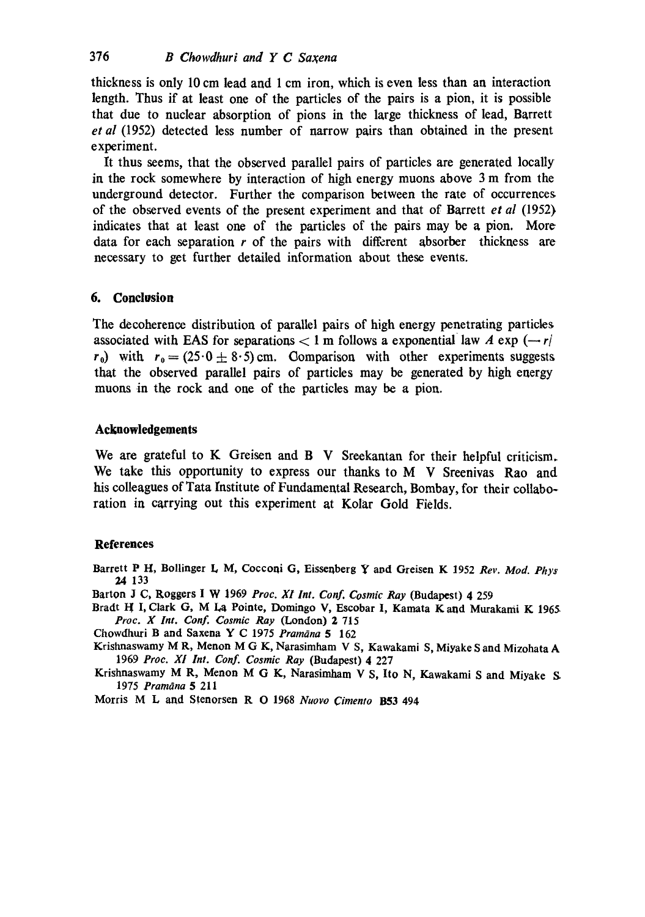thickness is only 10 cm lead and 1 cm iron, which is even less than an interaction length. Thus if at least one of the particles of the pairs is a pion, it is possible that due to nuclear absorption of pions in the large thickness of lead, Barrett *et al* (1952) detected less number of narrow pairs than obtained in the present experiment.

It thus seems, that the observed parallel pairs of particles are generated locally in the rock somewhere by interaction of high energy muons above 3 m from the underground detector. Further the comparison between the rate of occurrences of the observed events of the present experiment and that of Barrett *et al* (1952) indicates that at least one of the particles of the pairs may be a pion. More data for each separation $r$ of the pairs with different absorber thickness are necessary to get further detailed information about these events.

## 6. Conclusion

The decoherence distribution of parallel pairs of high energy penetrating particles associated with EAS for separations $< 1$ m follows a exponential law $A \exp(-r/r_0)$ with $r_0 = (25 \cdot 0 \pm 8 \cdot 5)$ cm. Comparison with other experiments suggests that the observed parallel pairs of particles may be generated by high energy muons in the rock and one of the particles may be a pion.

### Acknowledgements

We are grateful to K Greisen and B V Sreekantan for their helpful criticism. We take this opportunity to express our thanks to M V Sreenivas Rao and his colleagues of Tata Institute of Fundamental Research, Bombay, for their collaboration in carrying out this experiment at Kolar Gold Fields.

### References

Barrett P H, Bollinger L M, Cocconi G, Eissenberg Y and Greisen K 1952 *Rev. Mod. Phys* **24** 133

Barton J C, Roggers I W 1969 *Proc. XI Int. Conf. Cosmic Ray* (Budapest) **4** 259

Bradt H I, Clark G, M La Pointe, Domingo V, Escobar I, Kamata K and Murakami K 1965 *Proc. X Int. Conf. Cosmic Ray* (London) **2** 715

Chowdhuri B and Saxena Y C 1975 *Pramāna* **5** 162

Krishnaswamy M R, Menon M G K, Narasimham V S, Kawakami S, Miyake S and Mizohata A 1969 *Proc. XI Int. Conf. Cosmic Ray* (Budapest) **4** 227

Krishnaswamy M R, Menon M G K, Narasimham V S, Ito N, Kawakami S and Miyake S 1975 *Pramāna* **5** 211

Morris M L and Stenorsen R O 1968 *Nuovo Cimento* **B53** 494